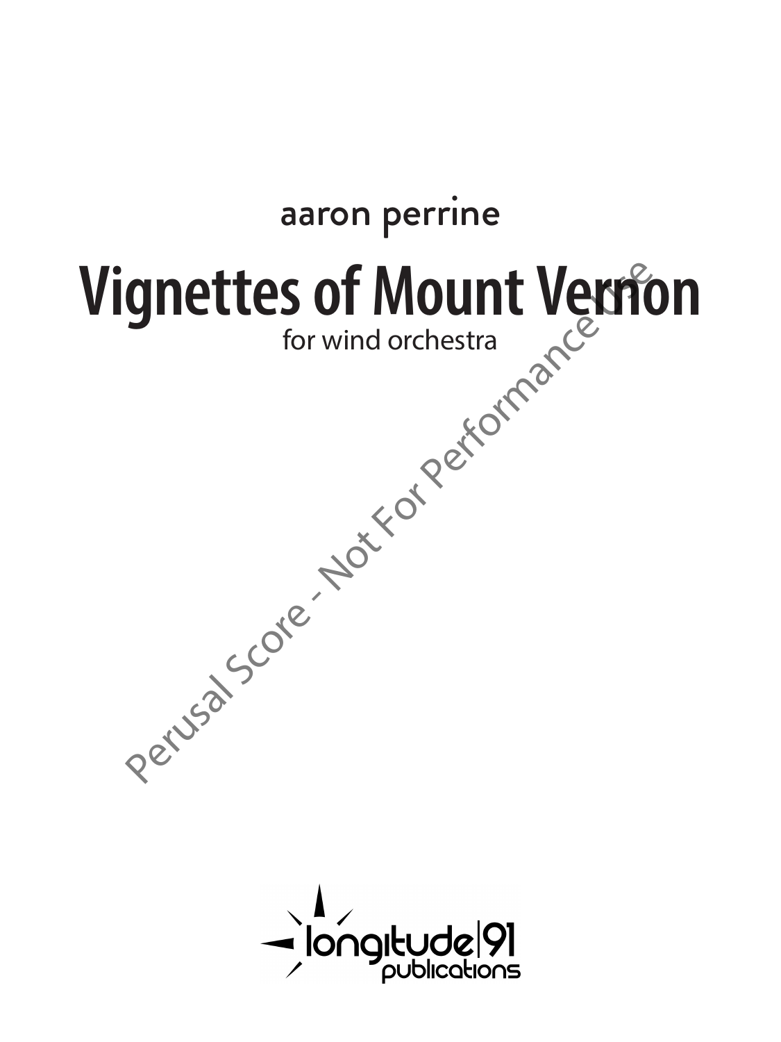aaron perrine

# Vignettes of Mount Vernon

for wind orchestra

Perusal Score - Not For Performance Use

longitude|91 publications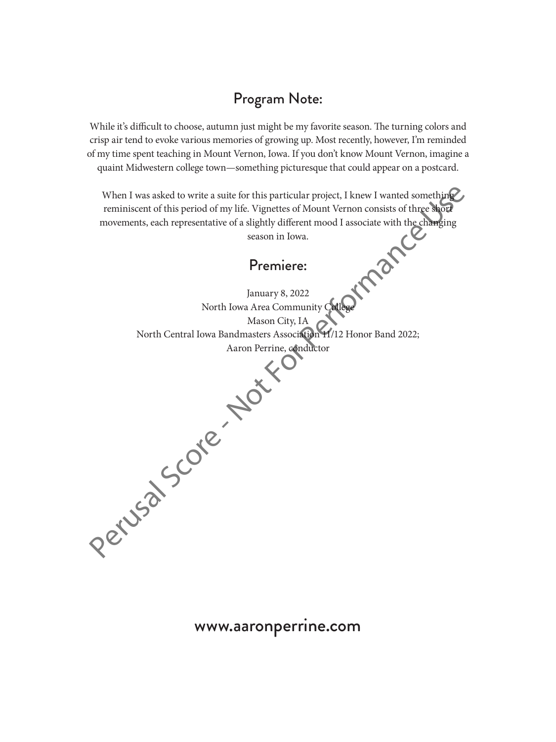## Program Note:

While it's difficult to choose, autumn just might be my favorite season. The turning colors and crisp air tend to evoke various memories of growing up. Most recently, however, I'm reminded of my time spent teaching in Mount Vernon, Iowa. If you don't know Mount Vernon, imagine a quaint Midwestern college town—something picturesque that could appear on a postcard.

When I was asked to write a suite for this particular project, I knew I wanted something reminiscent of this period of my life. Vignettes of Mount Vernon consists of three short movements, each representative of a slightly different mood I associate with the changing season in Iowa.

## Premiere:

January 8, 2022
North Iowa Area Community College
Mason City, IA
North Central Iowa Bandmasters Association 11/12 Honor Band 2022;
Aaron Perrine, conductor

Perusal Score - Not For Performance Use

www.aaronperrine.com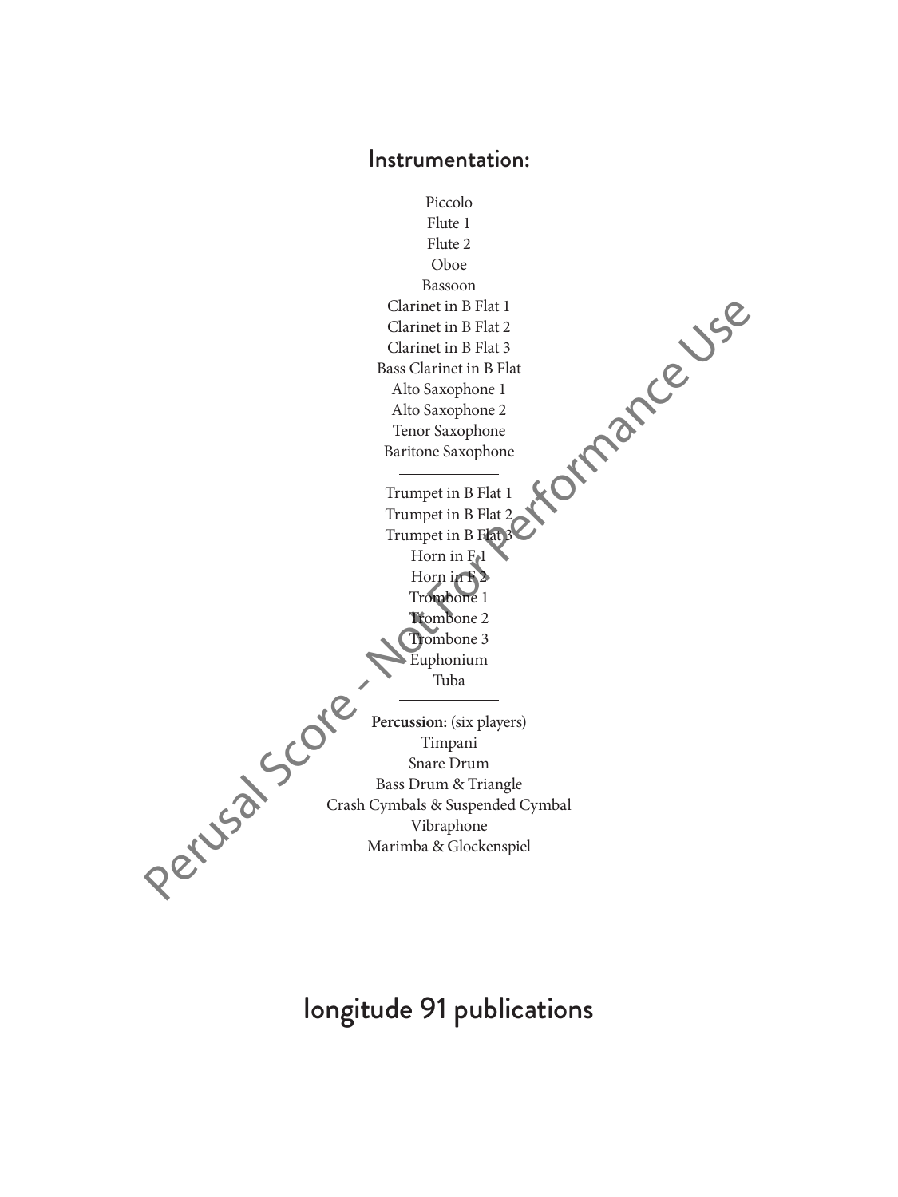## Instrumentation:

Piccolo
Flute 1
Flute 2
Oboe
Bassoon
Clarinet in B Flat 1
Clarinet in B Flat 2
Clarinet in B Flat 3
Bass Clarinet in B Flat
Alto Saxophone 1
Alto Saxophone 2
Tenor Saxophone
Baritone Saxophone

---

Trumpet in B Flat 1
Trumpet in B Flat 2
Trumpet in B Flat 3
Horn in F 1
Horn in F 2
Trombone 1
Trombone 2
Trombone 3
Euphonium
Tuba

---

**Percussion:** (six players)
Timpani
Snare Drum
Bass Drum & Triangle
Crash Cymbals & Suspended Cymbal
Vibraphone
Marimba & Glockenspiel

Perusal Score - Not For Performance Use

longitude 91 publications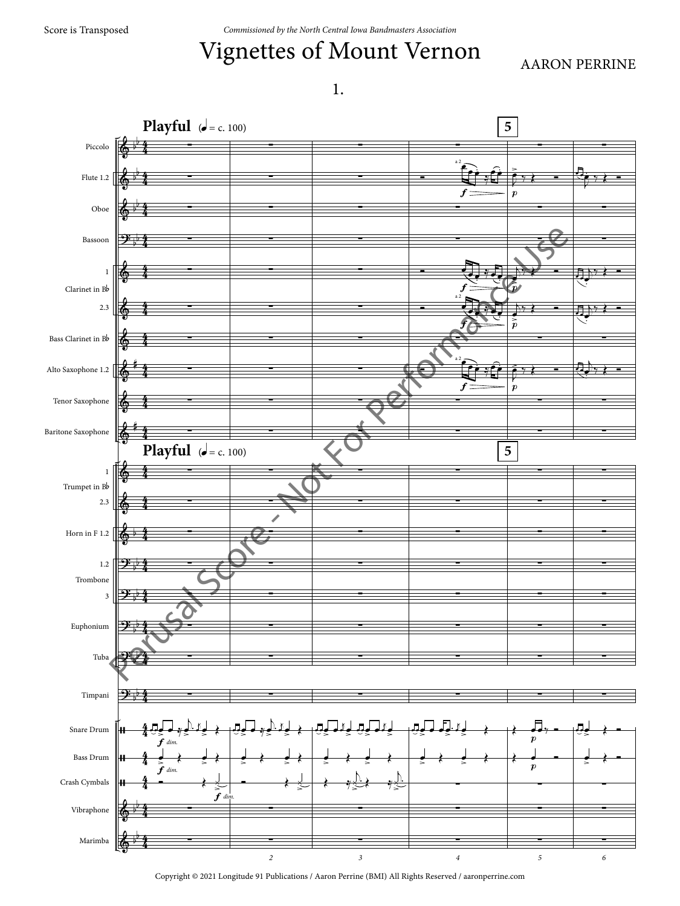Score is Transposed

*Commissioned by the North Central Iowa Bandmasters Association*

# Vignettes of Mount Vernon

AARON PERRINE

## 1.

**Playful** (♩ = c. 100)

Piccolo
Flute 1.2
Oboe
Bassoon
Clarinet in B♭ 1
Clarinet in B♭ 2.3
Bass Clarinet in B♭
Alto Saxophone 1.2
Tenor Saxophone
Baritone Saxophone

Trumpet in B♭ 1
Trumpet in B♭ 2.3
Horn in F 1.2
Trombone 1.2
Trombone 3
Euphonium
Tuba

Timpani

Snare Drum
Bass Drum
Crash Cymbals
Vibraphone
Marimba

Perusal Score - Not For Performance Use

Copyright © 2021 Longitude 91 Publications / Aaron Perrine (BMI) All Rights Reserved / aaronperrine.com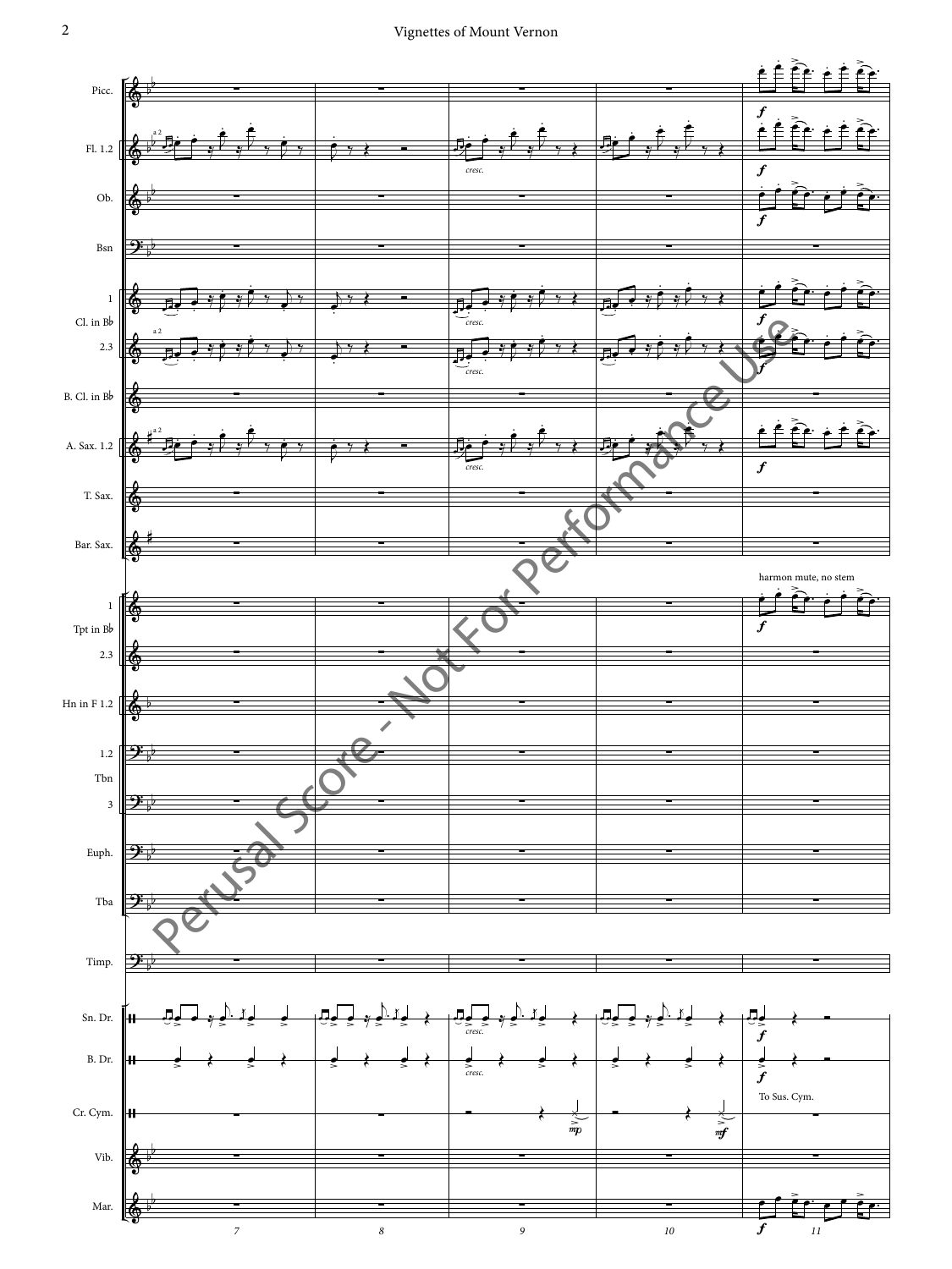Perusal Score - Not For Performance Use

harmon mute, no stem

To Sus. Cym.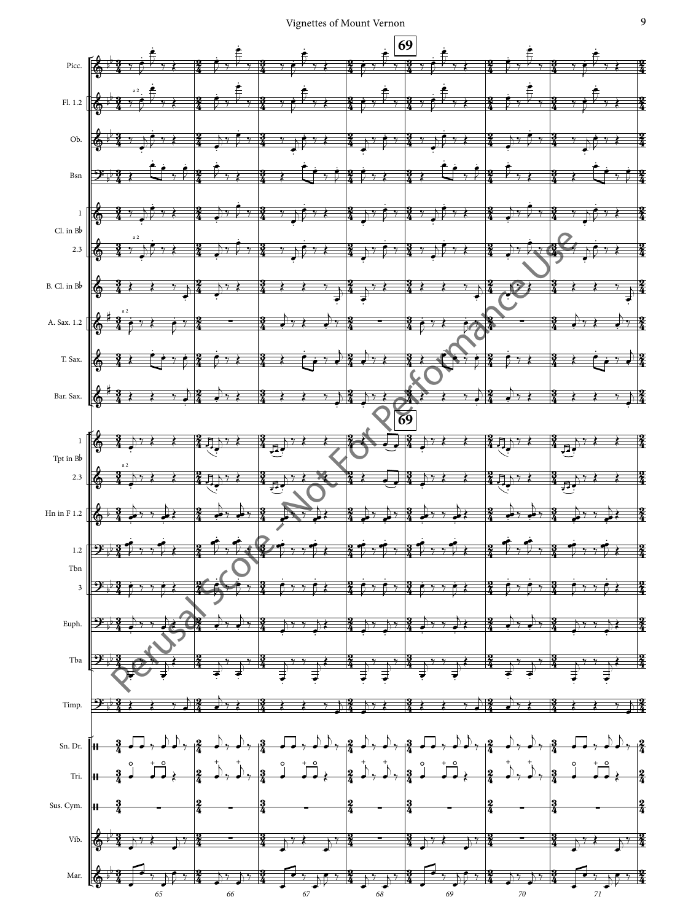Vignettes of Mount Vernon

69

Picc.

Fl. 1.2

Ob.

Bsn

Cl. in B♭ 1

Cl. in B♭ 2.3

B. Cl. in B♭

A. Sax. 1.2

T. Sax.

Bar. Sax.

Tpt in B♭ 1

Tpt in B♭ 2.3

Hn in F 1.2

Tbn 1.2

Tbn 3

Euph.

Tba

Timp.

Sn. Dr.

Tri.

Sus. Cym.

Vib.

Mar.

65 66 67 68 69 70 71

Perusal Score - Not For Performance Use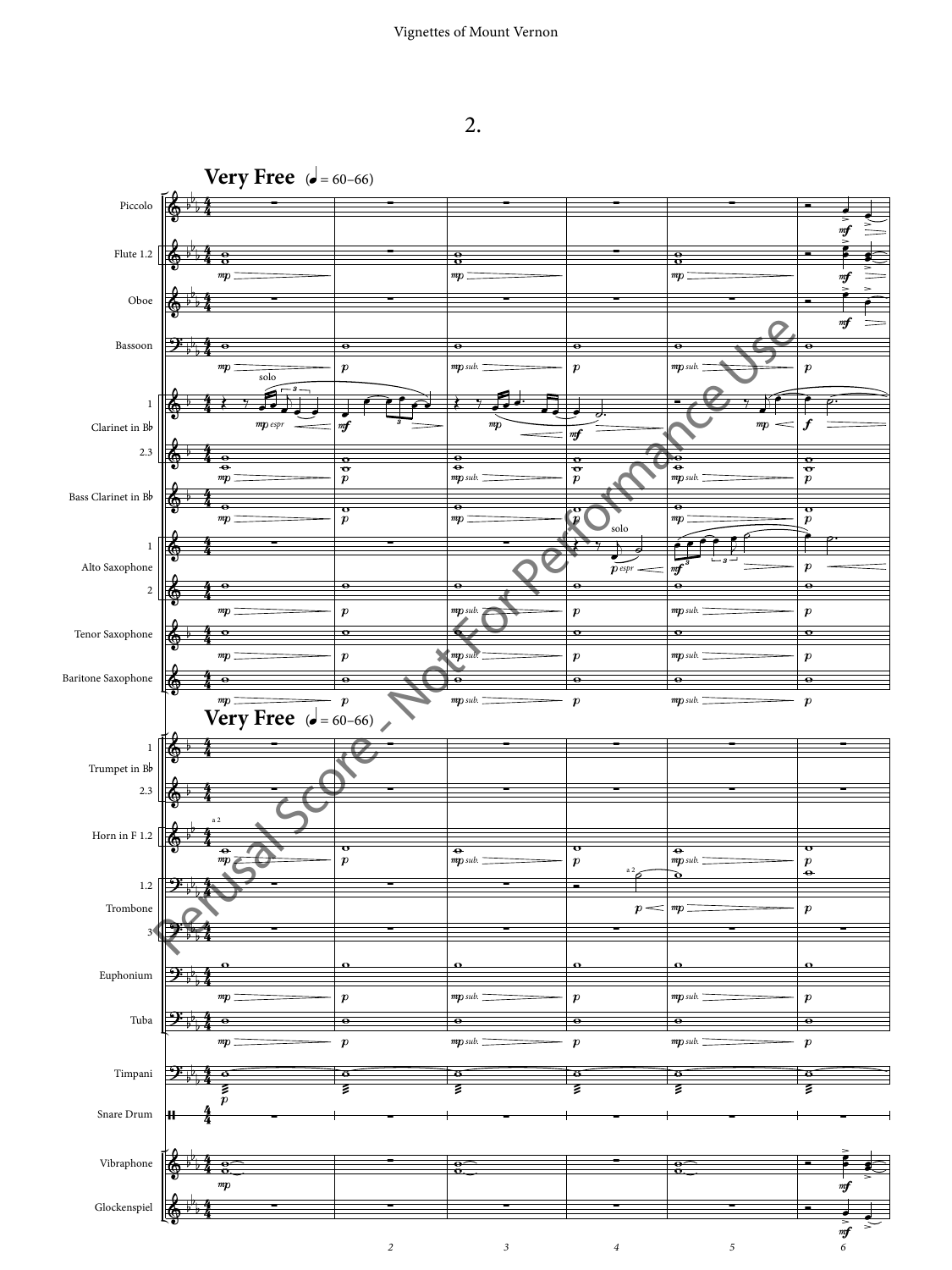## 2.

**Very Free** (♩ = 60–66)

Piccolo
Flute 1.2
Oboe
Bassoon
Clarinet in B♭ 1
Clarinet in B♭ 2.3
Bass Clarinet in B♭
Alto Saxophone 1
Alto Saxophone 2
Tenor Saxophone
Baritone Saxophone

**Very Free** (♩ = 60–66)

Trumpet in B♭ 1
Trumpet in B♭ 2.3
Horn in F 1.2
Trombone 1.2
Trombone 3
Euphonium
Tuba
Timpani
Snare Drum
Vibraphone
Glockenspiel

Perusal Score - Not For Performance Use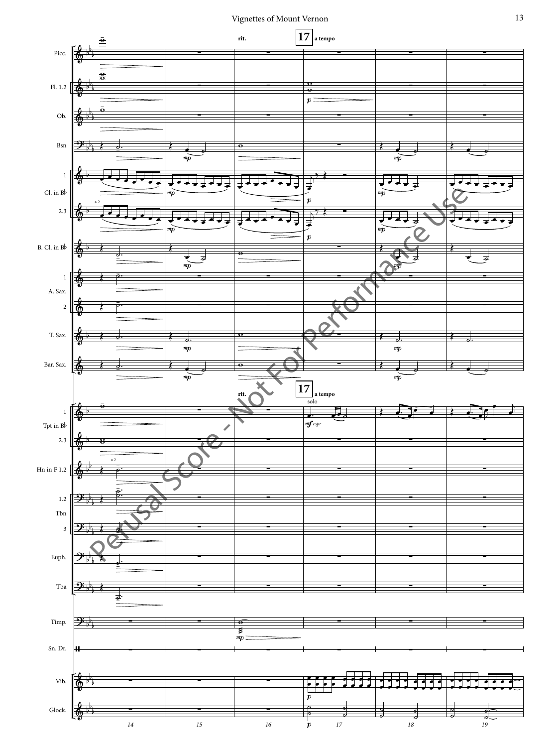rit.

**17** a tempo

Picc.

Fl. 1.2

Ob.

Bsn

Cl. in B♭ 1, 2.3

B. Cl. in B♭

A. Sax. 1, 2

T. Sax.

Bar. Sax.

Tpt in B♭ 1 — solo — *mf espr*

Tpt in B♭ 2.3

Hn in F 1.2

Tbn 1.2, 3

Euph.

Tba

Timp.

Sn. Dr.

Vib.

Glock.

Perusal Score - Not For Performance Use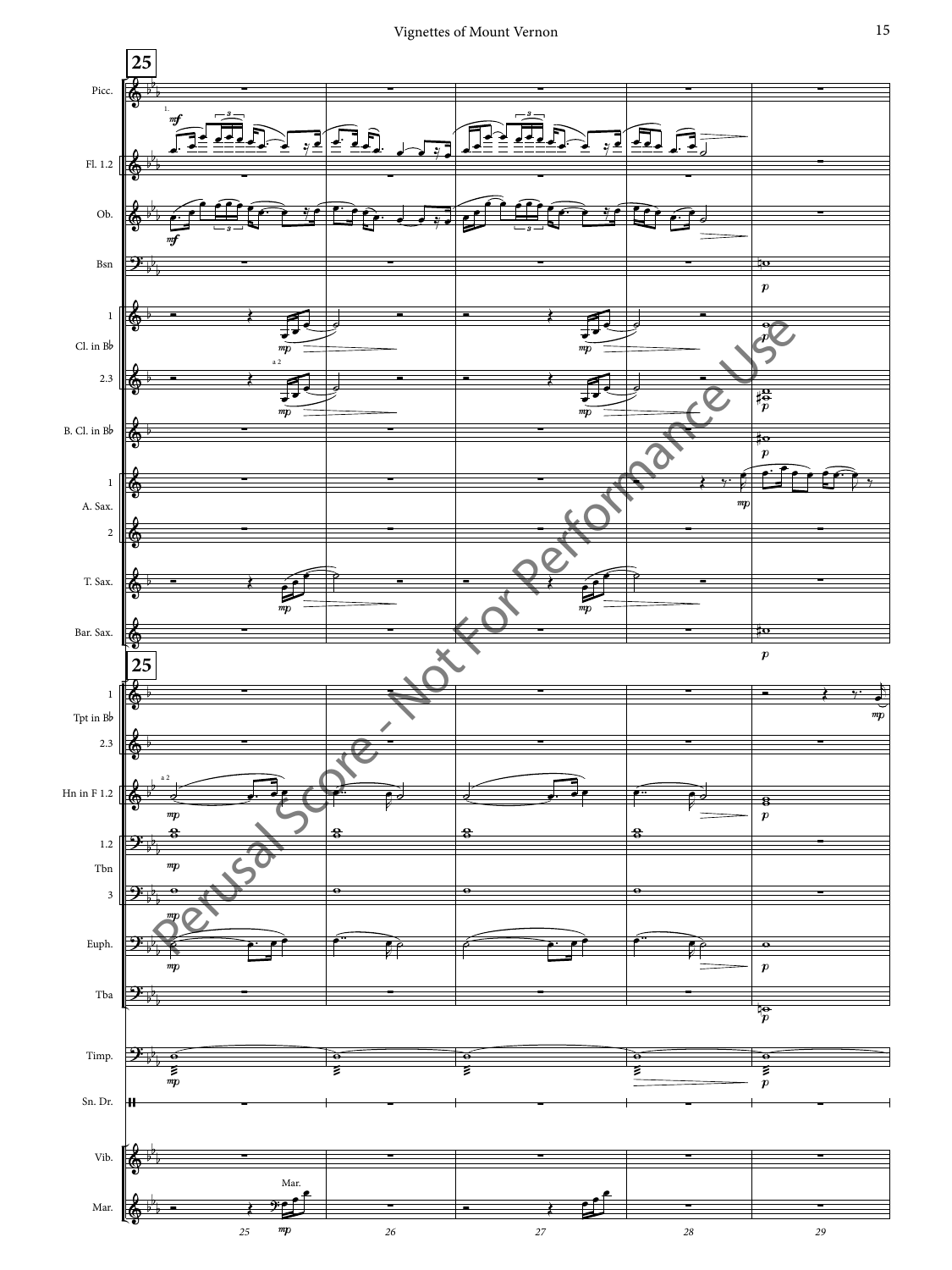Perusal Score - Not For Performance Use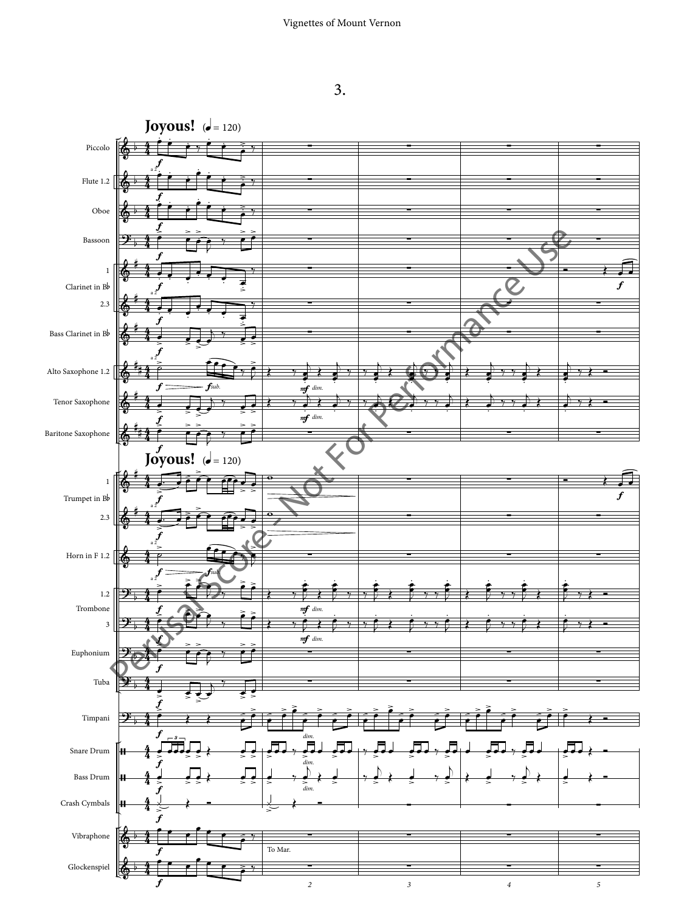# 3.

**Joyous!** (♩= 120)

Piccolo
Flute 1.2
Oboe
Bassoon
Clarinet in B♭ 1, 2.3
Bass Clarinet in B♭
Alto Saxophone 1.2
Tenor Saxophone
Baritone Saxophone
Trumpet in B♭ 1, 2.3
Horn in F 1.2
Trombone 1.2, 3
Euphonium
Tuba
Timpani
Snare Drum
Bass Drum
Crash Cymbals
Vibraphone
Glockenspiel

To Mar.

Perusal Score - Not For Performance Use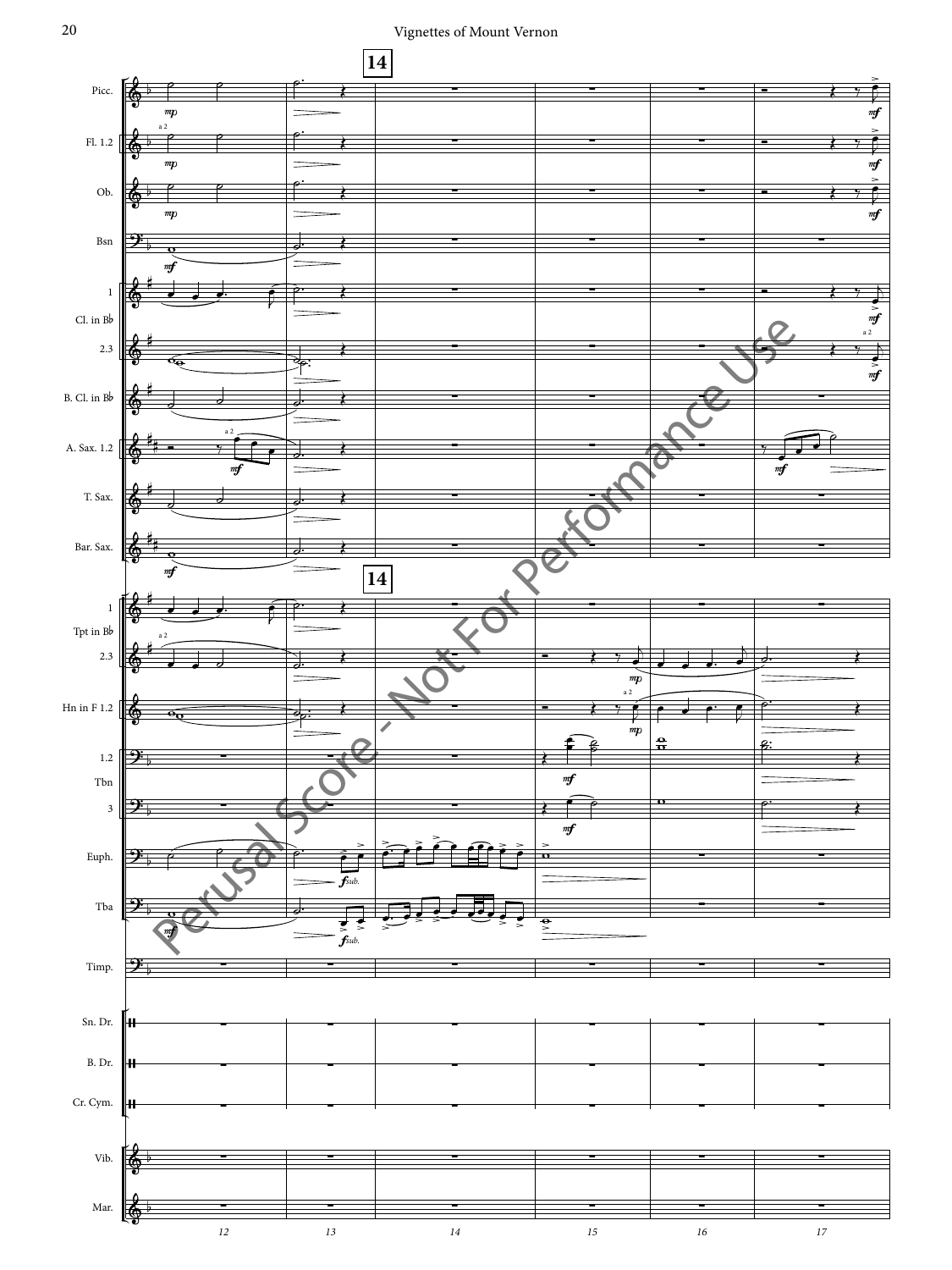**14**

Picc. · Fl. 1.2 · Ob. · Bsn · Cl. in B♭ 1, 2.3 · B. Cl. in B♭ · A. Sax. 1.2 · T. Sax. · Bar. Sax. · Tpt in B♭ 1, 2.3 · Hn in F 1.2 · Tbn 1.2, 3 · Euph. · Tba · Timp. · Sn. Dr. · B. Dr. · Cr. Cym. · Vib. · Mar.

Perusal Score - Not For Performance Use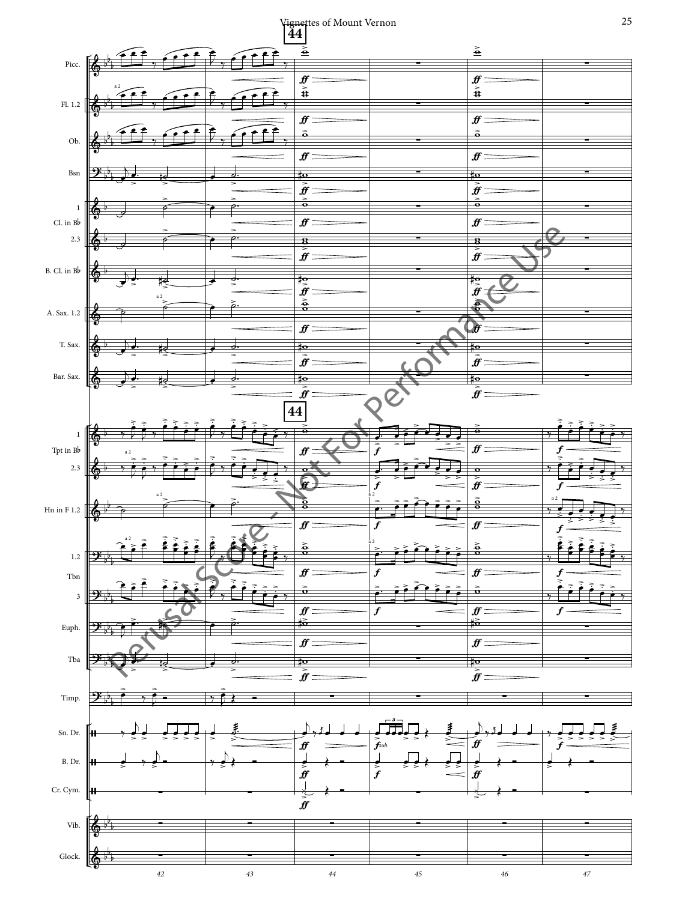Perusal Score - Not For Performance Use